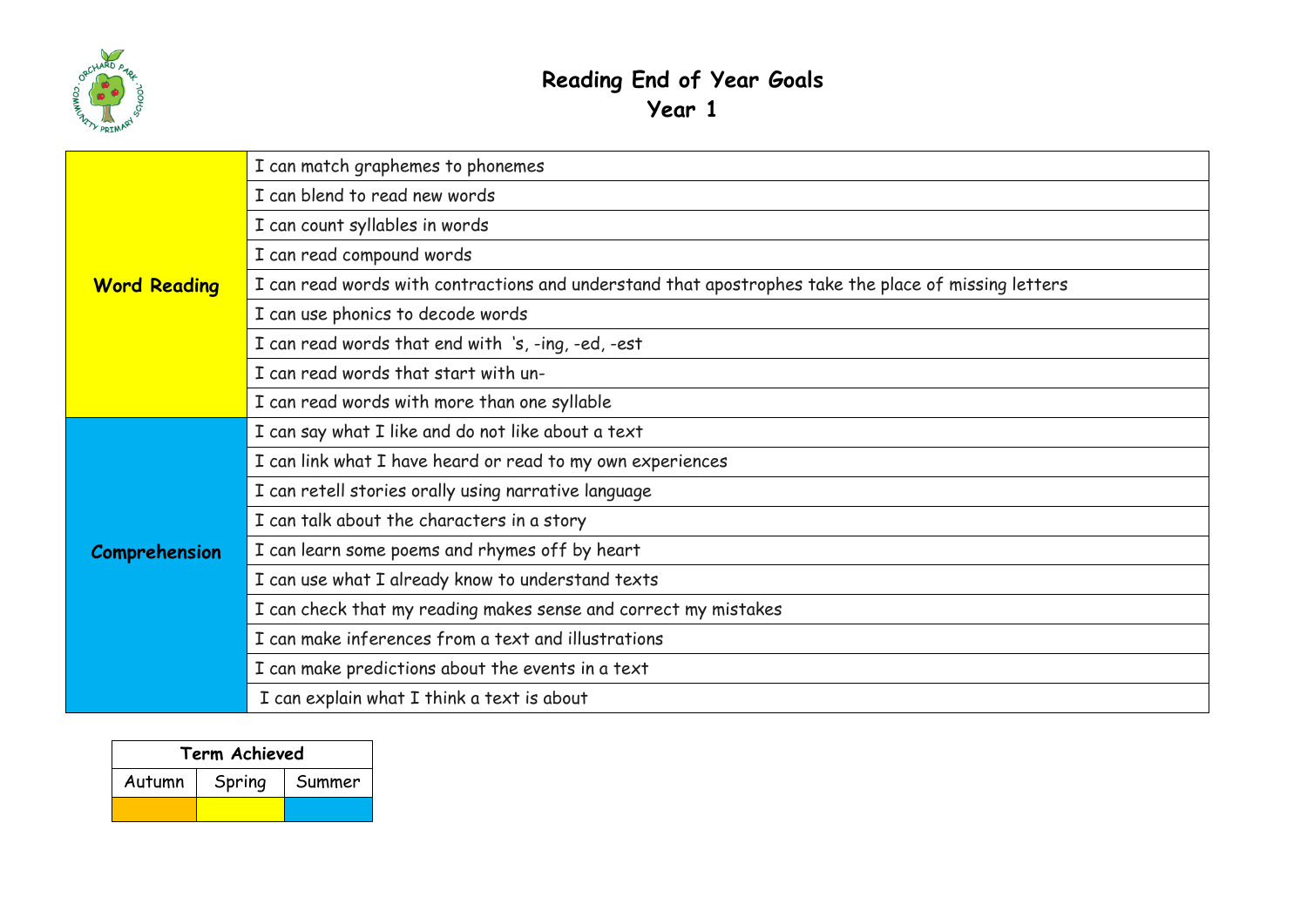# Reading End of Year Goals
## Year 1

| | |
|---|---|
| **Word Reading** | I can match graphemes to phonemes |
| | I can blend to read new words |
| | I can count syllables in words |
| | I can read compound words |
| | I can read words with contractions and understand that apostrophes take the place of missing letters |
| | I can use phonics to decode words |
| | I can read words that end with 's, -ing, -ed, -est |
| | I can read words that start with un- |
| | I can read words with more than one syllable |
| **Comprehension** | I can say what I like and do not like about a text |
| | I can link what I have heard or read to my own experiences |
| | I can retell stories orally using narrative language |
| | I can talk about the characters in a story |
| | I can learn some poems and rhymes off by heart |
| | I can use what I already know to understand texts |
| | I can check that my reading makes sense and correct my mistakes |
| | I can make inferences from a text and illustrations |
| | I can make predictions about the events in a text |
| | I can explain what I think a text is about |

| Term Achieved | | |
|---|---|---|
| Autumn | Spring | Summer |
| | | |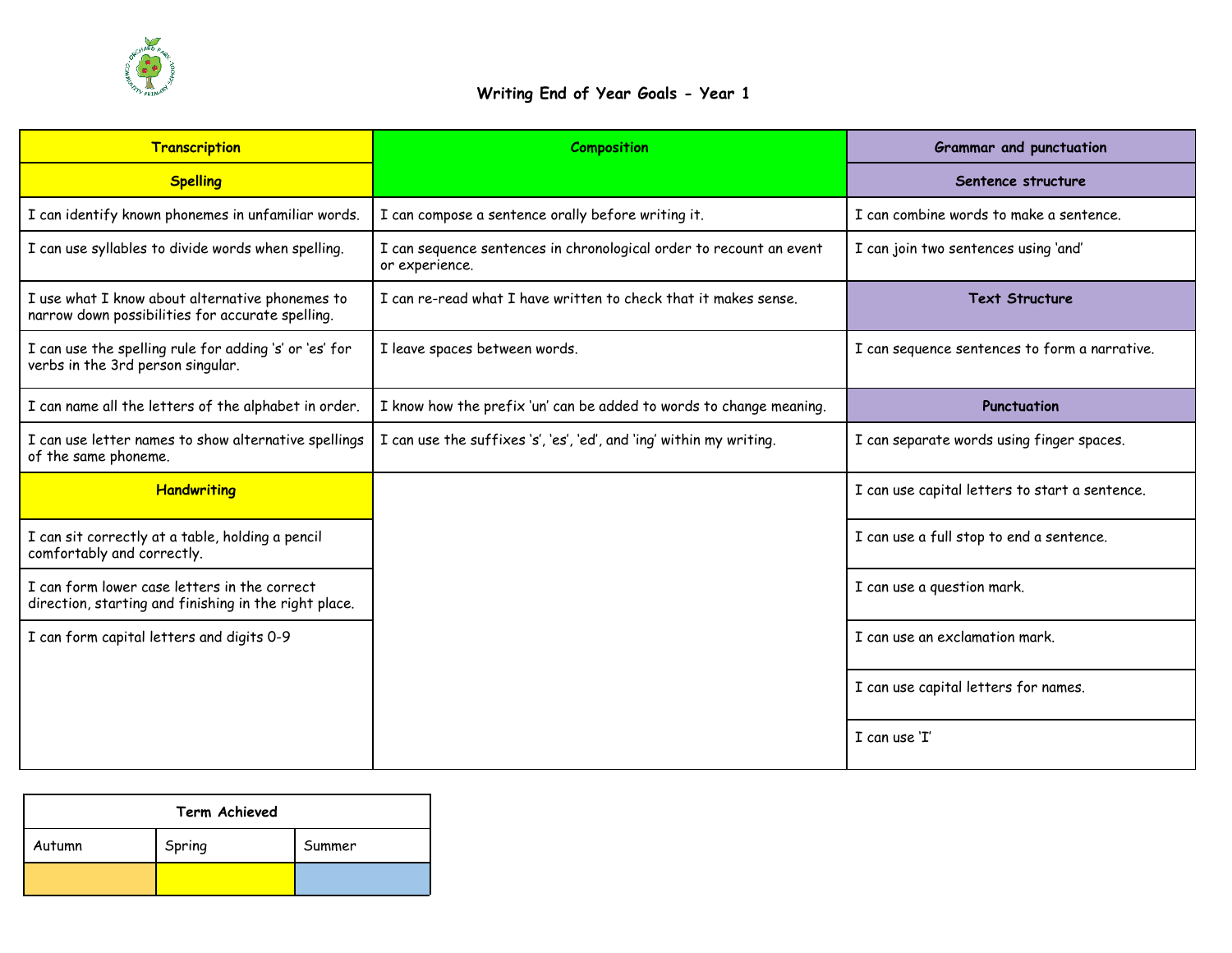# Writing End of Year Goals - Year 1

| Transcription | Composition | Grammar and punctuation |
|---|---|---|
| **Spelling** | | **Sentence structure** |
| I can identify known phonemes in unfamiliar words. | I can compose a sentence orally before writing it. | I can combine words to make a sentence. |
| I can use syllables to divide words when spelling. | I can sequence sentences in chronological order to recount an event or experience. | I can join two sentences using 'and' |
| I use what I know about alternative phonemes to narrow down possibilities for accurate spelling. | I can re-read what I have written to check that it makes sense. | **Text Structure** |
| I can use the spelling rule for adding 's' or 'es' for verbs in the 3rd person singular. | I leave spaces between words. | I can sequence sentences to form a narrative. |
| I can name all the letters of the alphabet in order. | I know how the prefix 'un' can be added to words to change meaning. | **Punctuation** |
| I can use letter names to show alternative spellings of the same phoneme. | I can use the suffixes 's', 'es', 'ed', and 'ing' within my writing. | I can separate words using finger spaces. |
| **Handwriting** | | I can use capital letters to start a sentence. |
| I can sit correctly at a table, holding a pencil comfortably and correctly. | | I can use a full stop to end a sentence. |
| I can form lower case letters in the correct direction, starting and finishing in the right place. | | I can use a question mark. |
| I can form capital letters and digits 0-9 | | I can use an exclamation mark. |
| | | I can use capital letters for names. |
| | | I can use 'I' |

| Term Achieved | | |
|---|---|---|
| Autumn | Spring | Summer |
| | | |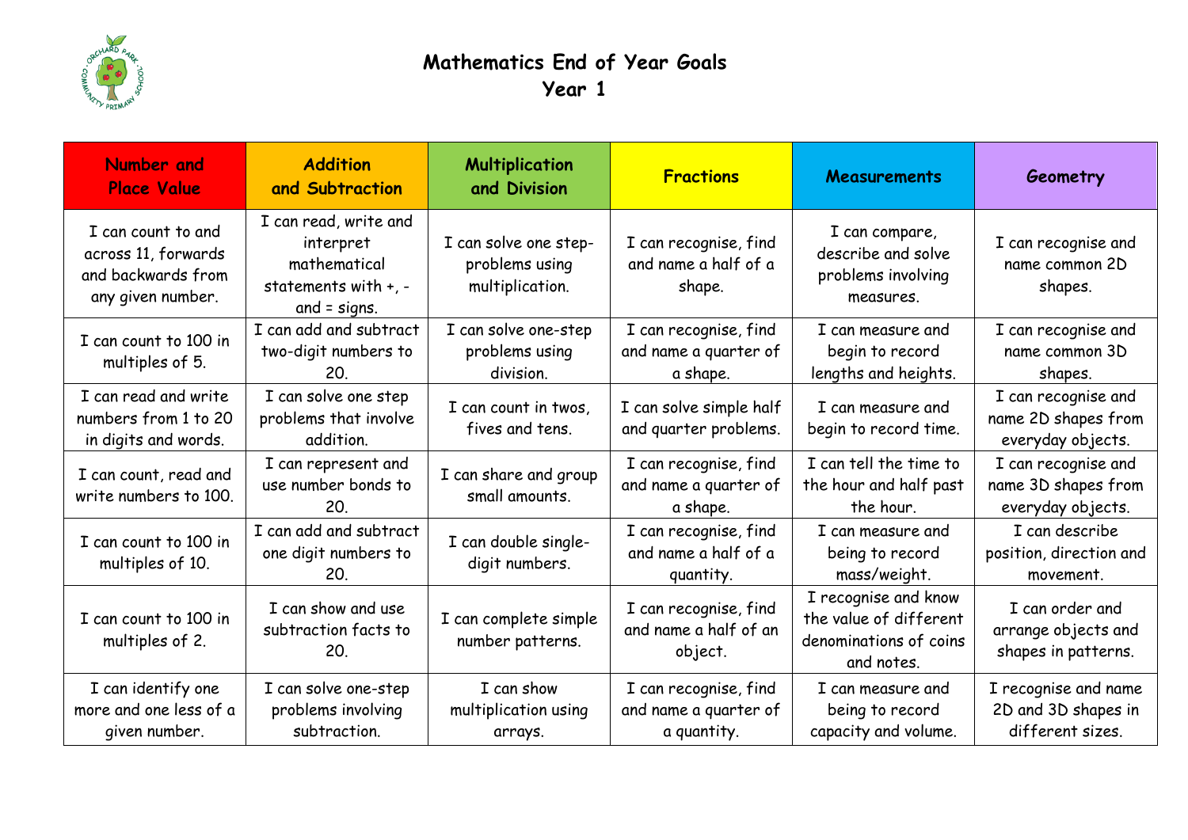# Mathematics End of Year Goals
## Year 1

| Number and Place Value | Addition and Subtraction | Multiplication and Division | Fractions | Measurements | Geometry |
|---|---|---|---|---|---|
| I can count to and across 11, forwards and backwards from any given number. | I can read, write and interpret mathematical statements with +, - and = signs. | I can solve one step-problems using multiplication. | I can recognise, find and name a half of a shape. | I can compare, describe and solve problems involving measures. | I can recognise and name common 2D shapes. |
| I can count to 100 in multiples of 5. | I can add and subtract two-digit numbers to 20. | I can solve one-step problems using division. | I can recognise, find and name a quarter of a shape. | I can measure and begin to record lengths and heights. | I can recognise and name common 3D shapes. |
| I can read and write numbers from 1 to 20 in digits and words. | I can solve one step problems that involve addition. | I can count in twos, fives and tens. | I can solve simple half and quarter problems. | I can measure and begin to record time. | I can recognise and name 2D shapes from everyday objects. |
| I can count, read and write numbers to 100. | I can represent and use number bonds to 20. | I can share and group small amounts. | I can recognise, find and name a quarter of a shape. | I can tell the time to the hour and half past the hour. | I can recognise and name 3D shapes from everyday objects. |
| I can count to 100 in multiples of 10. | I can add and subtract one digit numbers to 20. | I can double single-digit numbers. | I can recognise, find and name a half of a quantity. | I can measure and being to record mass/weight. | I can describe position, direction and movement. |
| I can count to 100 in multiples of 2. | I can show and use subtraction facts to 20. | I can complete simple number patterns. | I can recognise, find and name a half of an object. | I recognise and know the value of different denominations of coins and notes. | I can order and arrange objects and shapes in patterns. |
| I can identify one more and one less of a given number. | I can solve one-step problems involving subtraction. | I can show multiplication using arrays. | I can recognise, find and name a quarter of a quantity. | I can measure and being to record capacity and volume. | I recognise and name 2D and 3D shapes in different sizes. |